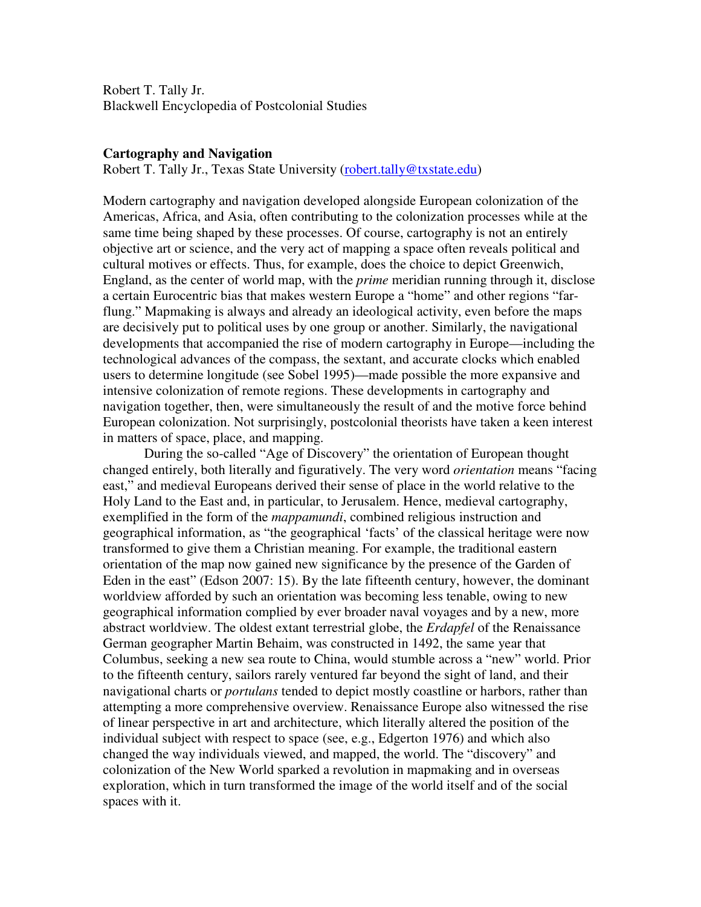Robert T. Tally Jr.
Blackwell Encyclopedia of Postcolonial Studies

## Cartography and Navigation

Robert T. Tally Jr., Texas State University (robert.tally@txstate.edu)

Modern cartography and navigation developed alongside European colonization of the Americas, Africa, and Asia, often contributing to the colonization processes while at the same time being shaped by these processes. Of course, cartography is not an entirely objective art or science, and the very act of mapping a space often reveals political and cultural motives or effects. Thus, for example, does the choice to depict Greenwich, England, as the center of world map, with the *prime* meridian running through it, disclose a certain Eurocentric bias that makes western Europe a "home" and other regions "far-flung." Mapmaking is always and already an ideological activity, even before the maps are decisively put to political uses by one group or another. Similarly, the navigational developments that accompanied the rise of modern cartography in Europe—including the technological advances of the compass, the sextant, and accurate clocks which enabled users to determine longitude (see Sobel 1995)—made possible the more expansive and intensive colonization of remote regions. These developments in cartography and navigation together, then, were simultaneously the result of and the motive force behind European colonization. Not surprisingly, postcolonial theorists have taken a keen interest in matters of space, place, and mapping.

During the so-called "Age of Discovery" the orientation of European thought changed entirely, both literally and figuratively. The very word *orientation* means "facing east," and medieval Europeans derived their sense of place in the world relative to the Holy Land to the East and, in particular, to Jerusalem. Hence, medieval cartography, exemplified in the form of the *mappamundi*, combined religious instruction and geographical information, as "the geographical 'facts' of the classical heritage were now transformed to give them a Christian meaning. For example, the traditional eastern orientation of the map now gained new significance by the presence of the Garden of Eden in the east" (Edson 2007: 15). By the late fifteenth century, however, the dominant worldview afforded by such an orientation was becoming less tenable, owing to new geographical information complied by ever broader naval voyages and by a new, more abstract worldview. The oldest extant terrestrial globe, the *Erdapfel* of the Renaissance German geographer Martin Behaim, was constructed in 1492, the same year that Columbus, seeking a new sea route to China, would stumble across a "new" world. Prior to the fifteenth century, sailors rarely ventured far beyond the sight of land, and their navigational charts or *portulans* tended to depict mostly coastline or harbors, rather than attempting a more comprehensive overview. Renaissance Europe also witnessed the rise of linear perspective in art and architecture, which literally altered the position of the individual subject with respect to space (see, e.g., Edgerton 1976) and which also changed the way individuals viewed, and mapped, the world. The "discovery" and colonization of the New World sparked a revolution in mapmaking and in overseas exploration, which in turn transformed the image of the world itself and of the social spaces with it.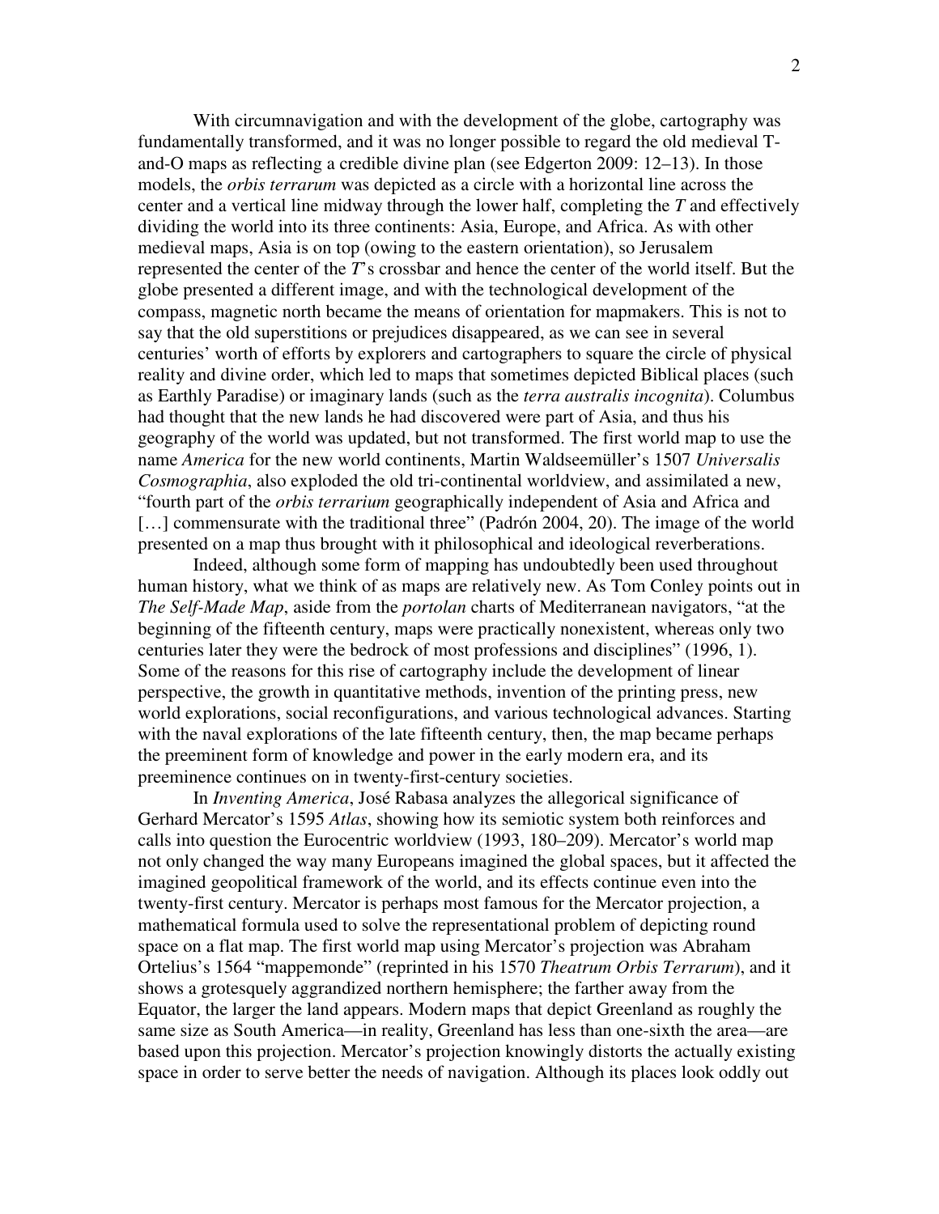With circumnavigation and with the development of the globe, cartography was fundamentally transformed, and it was no longer possible to regard the old medieval T-and-O maps as reflecting a credible divine plan (see Edgerton 2009: 12–13). In those models, the *orbis terrarum* was depicted as a circle with a horizontal line across the center and a vertical line midway through the lower half, completing the *T* and effectively dividing the world into its three continents: Asia, Europe, and Africa. As with other medieval maps, Asia is on top (owing to the eastern orientation), so Jerusalem represented the center of the *T*'s crossbar and hence the center of the world itself. But the globe presented a different image, and with the technological development of the compass, magnetic north became the means of orientation for mapmakers. This is not to say that the old superstitions or prejudices disappeared, as we can see in several centuries' worth of efforts by explorers and cartographers to square the circle of physical reality and divine order, which led to maps that sometimes depicted Biblical places (such as Earthly Paradise) or imaginary lands (such as the *terra australis incognita*). Columbus had thought that the new lands he had discovered were part of Asia, and thus his geography of the world was updated, but not transformed. The first world map to use the name *America* for the new world continents, Martin Waldseemüller's 1507 *Universalis Cosmographia*, also exploded the old tri-continental worldview, and assimilated a new, "fourth part of the *orbis terrarium* geographically independent of Asia and Africa and […] commensurate with the traditional three" (Padrón 2004, 20). The image of the world presented on a map thus brought with it philosophical and ideological reverberations.

Indeed, although some form of mapping has undoubtedly been used throughout human history, what we think of as maps are relatively new. As Tom Conley points out in *The Self-Made Map*, aside from the *portolan* charts of Mediterranean navigators, "at the beginning of the fifteenth century, maps were practically nonexistent, whereas only two centuries later they were the bedrock of most professions and disciplines" (1996, 1). Some of the reasons for this rise of cartography include the development of linear perspective, the growth in quantitative methods, invention of the printing press, new world explorations, social reconfigurations, and various technological advances. Starting with the naval explorations of the late fifteenth century, then, the map became perhaps the preeminent form of knowledge and power in the early modern era, and its preeminence continues on in twenty-first-century societies.

In *Inventing America*, José Rabasa analyzes the allegorical significance of Gerhard Mercator's 1595 *Atlas*, showing how its semiotic system both reinforces and calls into question the Eurocentric worldview (1993, 180–209). Mercator's world map not only changed the way many Europeans imagined the global spaces, but it affected the imagined geopolitical framework of the world, and its effects continue even into the twenty-first century. Mercator is perhaps most famous for the Mercator projection, a mathematical formula used to solve the representational problem of depicting round space on a flat map. The first world map using Mercator's projection was Abraham Ortelius's 1564 "mappemonde" (reprinted in his 1570 *Theatrum Orbis Terrarum*), and it shows a grotesquely aggrandized northern hemisphere; the farther away from the Equator, the larger the land appears. Modern maps that depict Greenland as roughly the same size as South America—in reality, Greenland has less than one-sixth the area—are based upon this projection. Mercator's projection knowingly distorts the actually existing space in order to serve better the needs of navigation. Although its places look oddly out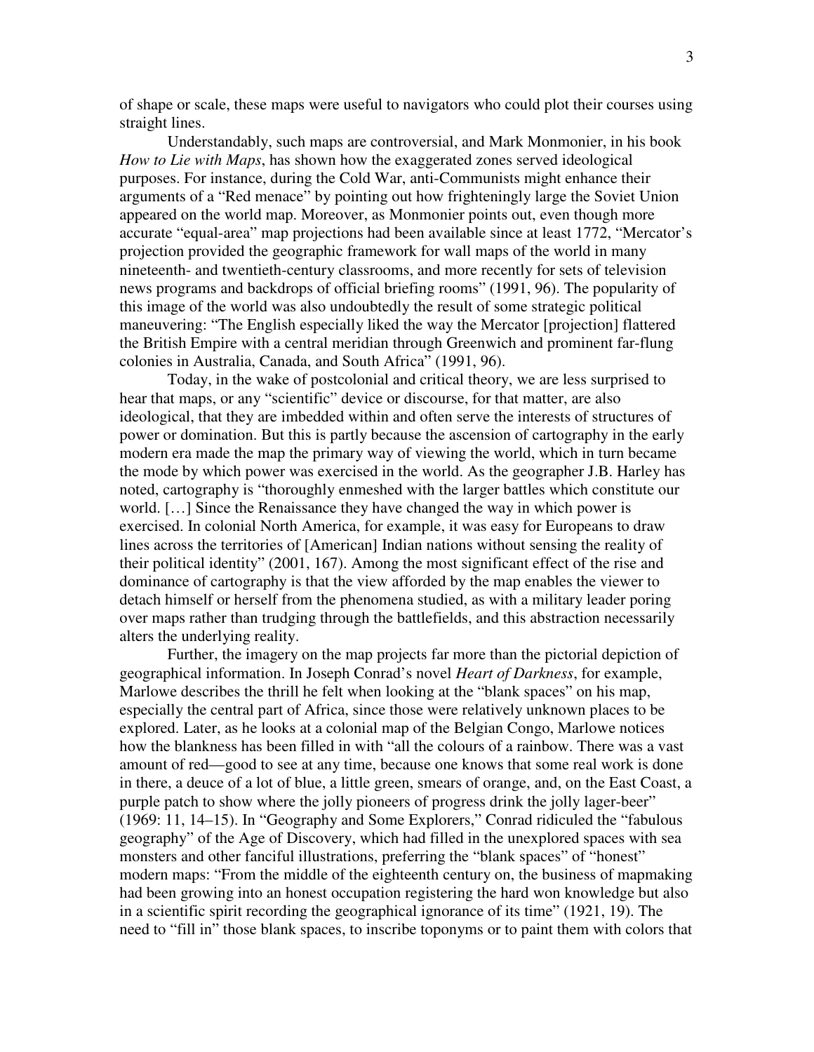of shape or scale, these maps were useful to navigators who could plot their courses using straight lines.

Understandably, such maps are controversial, and Mark Monmonier, in his book *How to Lie with Maps*, has shown how the exaggerated zones served ideological purposes. For instance, during the Cold War, anti-Communists might enhance their arguments of a "Red menace" by pointing out how frighteningly large the Soviet Union appeared on the world map. Moreover, as Monmonier points out, even though more accurate "equal-area" map projections had been available since at least 1772, "Mercator's projection provided the geographic framework for wall maps of the world in many nineteenth- and twentieth-century classrooms, and more recently for sets of television news programs and backdrops of official briefing rooms" (1991, 96). The popularity of this image of the world was also undoubtedly the result of some strategic political maneuvering: "The English especially liked the way the Mercator [projection] flattered the British Empire with a central meridian through Greenwich and prominent far-flung colonies in Australia, Canada, and South Africa" (1991, 96).

Today, in the wake of postcolonial and critical theory, we are less surprised to hear that maps, or any "scientific" device or discourse, for that matter, are also ideological, that they are imbedded within and often serve the interests of structures of power or domination. But this is partly because the ascension of cartography in the early modern era made the map the primary way of viewing the world, which in turn became the mode by which power was exercised in the world. As the geographer J.B. Harley has noted, cartography is "thoroughly enmeshed with the larger battles which constitute our world. […] Since the Renaissance they have changed the way in which power is exercised. In colonial North America, for example, it was easy for Europeans to draw lines across the territories of [American] Indian nations without sensing the reality of their political identity" (2001, 167). Among the most significant effect of the rise and dominance of cartography is that the view afforded by the map enables the viewer to detach himself or herself from the phenomena studied, as with a military leader poring over maps rather than trudging through the battlefields, and this abstraction necessarily alters the underlying reality.

Further, the imagery on the map projects far more than the pictorial depiction of geographical information. In Joseph Conrad's novel *Heart of Darkness*, for example, Marlowe describes the thrill he felt when looking at the "blank spaces" on his map, especially the central part of Africa, since those were relatively unknown places to be explored. Later, as he looks at a colonial map of the Belgian Congo, Marlowe notices how the blankness has been filled in with "all the colours of a rainbow. There was a vast amount of red—good to see at any time, because one knows that some real work is done in there, a deuce of a lot of blue, a little green, smears of orange, and, on the East Coast, a purple patch to show where the jolly pioneers of progress drink the jolly lager-beer" (1969: 11, 14–15). In "Geography and Some Explorers," Conrad ridiculed the "fabulous geography" of the Age of Discovery, which had filled in the unexplored spaces with sea monsters and other fanciful illustrations, preferring the "blank spaces" of "honest" modern maps: "From the middle of the eighteenth century on, the business of mapmaking had been growing into an honest occupation registering the hard won knowledge but also in a scientific spirit recording the geographical ignorance of its time" (1921, 19). The need to "fill in" those blank spaces, to inscribe toponyms or to paint them with colors that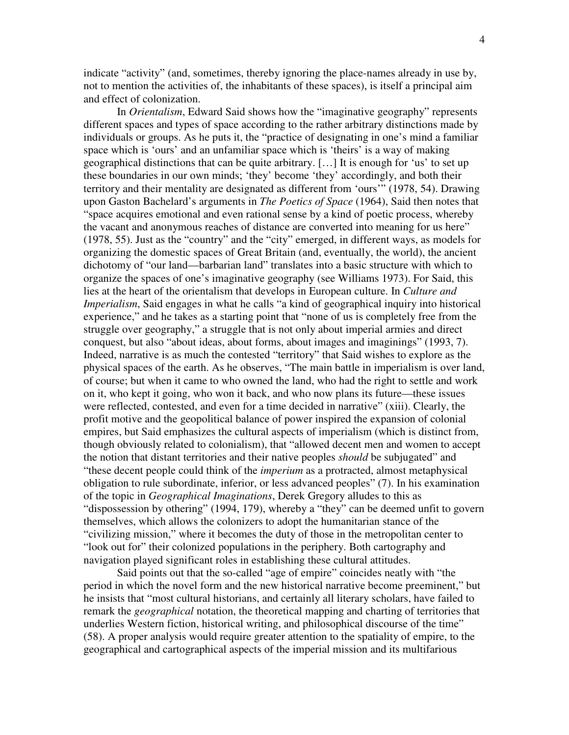indicate "activity" (and, sometimes, thereby ignoring the place-names already in use by, not to mention the activities of, the inhabitants of these spaces), is itself a principal aim and effect of colonization.

In *Orientalism*, Edward Said shows how the "imaginative geography" represents different spaces and types of space according to the rather arbitrary distinctions made by individuals or groups. As he puts it, the "practice of designating in one's mind a familiar space which is 'ours' and an unfamiliar space which is 'theirs' is a way of making geographical distinctions that can be quite arbitrary. […] It is enough for 'us' to set up these boundaries in our own minds; 'they' become 'they' accordingly, and both their territory and their mentality are designated as different from 'ours'" (1978, 54). Drawing upon Gaston Bachelard's arguments in *The Poetics of Space* (1964), Said then notes that "space acquires emotional and even rational sense by a kind of poetic process, whereby the vacant and anonymous reaches of distance are converted into meaning for us here" (1978, 55). Just as the "country" and the "city" emerged, in different ways, as models for organizing the domestic spaces of Great Britain (and, eventually, the world), the ancient dichotomy of "our land—barbarian land" translates into a basic structure with which to organize the spaces of one's imaginative geography (see Williams 1973). For Said, this lies at the heart of the orientalism that develops in European culture. In *Culture and Imperialism*, Said engages in what he calls "a kind of geographical inquiry into historical experience," and he takes as a starting point that "none of us is completely free from the struggle over geography," a struggle that is not only about imperial armies and direct conquest, but also "about ideas, about forms, about images and imaginings" (1993, 7). Indeed, narrative is as much the contested "territory" that Said wishes to explore as the physical spaces of the earth. As he observes, "The main battle in imperialism is over land, of course; but when it came to who owned the land, who had the right to settle and work on it, who kept it going, who won it back, and who now plans its future—these issues were reflected, contested, and even for a time decided in narrative" (xiii). Clearly, the profit motive and the geopolitical balance of power inspired the expansion of colonial empires, but Said emphasizes the cultural aspects of imperialism (which is distinct from, though obviously related to colonialism), that "allowed decent men and women to accept the notion that distant territories and their native peoples *should* be subjugated" and "these decent people could think of the *imperium* as a protracted, almost metaphysical obligation to rule subordinate, inferior, or less advanced peoples" (7). In his examination of the topic in *Geographical Imaginations*, Derek Gregory alludes to this as "dispossession by othering" (1994, 179), whereby a "they" can be deemed unfit to govern themselves, which allows the colonizers to adopt the humanitarian stance of the "civilizing mission," where it becomes the duty of those in the metropolitan center to "look out for" their colonized populations in the periphery. Both cartography and navigation played significant roles in establishing these cultural attitudes.

Said points out that the so-called "age of empire" coincides neatly with "the period in which the novel form and the new historical narrative become preeminent," but he insists that "most cultural historians, and certainly all literary scholars, have failed to remark the *geographical* notation, the theoretical mapping and charting of territories that underlies Western fiction, historical writing, and philosophical discourse of the time" (58). A proper analysis would require greater attention to the spatiality of empire, to the geographical and cartographical aspects of the imperial mission and its multifarious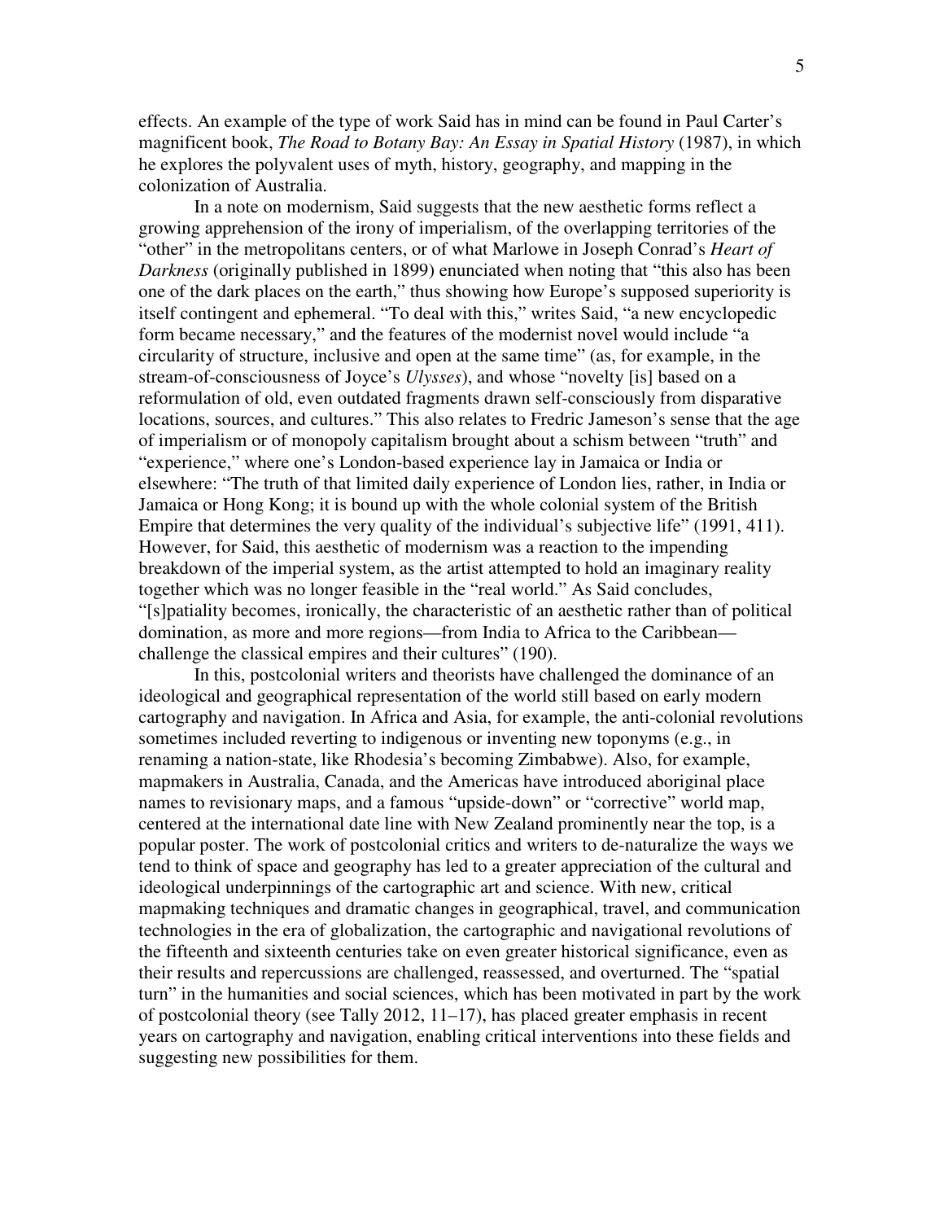effects. An example of the type of work Said has in mind can be found in Paul Carter's magnificent book, *The Road to Botany Bay: An Essay in Spatial History* (1987), in which he explores the polyvalent uses of myth, history, geography, and mapping in the colonization of Australia.

In a note on modernism, Said suggests that the new aesthetic forms reflect a growing apprehension of the irony of imperialism, of the overlapping territories of the "other" in the metropolitans centers, or of what Marlowe in Joseph Conrad's *Heart of Darkness* (originally published in 1899) enunciated when noting that "this also has been one of the dark places on the earth," thus showing how Europe's supposed superiority is itself contingent and ephemeral. "To deal with this," writes Said, "a new encyclopedic form became necessary," and the features of the modernist novel would include "a circularity of structure, inclusive and open at the same time" (as, for example, in the stream-of-consciousness of Joyce's *Ulysses*), and whose "novelty [is] based on a reformulation of old, even outdated fragments drawn self-consciously from disparative locations, sources, and cultures." This also relates to Fredric Jameson's sense that the age of imperialism or of monopoly capitalism brought about a schism between "truth" and "experience," where one's London-based experience lay in Jamaica or India or elsewhere: "The truth of that limited daily experience of London lies, rather, in India or Jamaica or Hong Kong; it is bound up with the whole colonial system of the British Empire that determines the very quality of the individual's subjective life" (1991, 411). However, for Said, this aesthetic of modernism was a reaction to the impending breakdown of the imperial system, as the artist attempted to hold an imaginary reality together which was no longer feasible in the "real world." As Said concludes, "[s]patiality becomes, ironically, the characteristic of an aesthetic rather than of political domination, as more and more regions—from India to Africa to the Caribbean—challenge the classical empires and their cultures" (190).

In this, postcolonial writers and theorists have challenged the dominance of an ideological and geographical representation of the world still based on early modern cartography and navigation. In Africa and Asia, for example, the anti-colonial revolutions sometimes included reverting to indigenous or inventing new toponyms (e.g., in renaming a nation-state, like Rhodesia's becoming Zimbabwe). Also, for example, mapmakers in Australia, Canada, and the Americas have introduced aboriginal place names to revisionary maps, and a famous "upside-down" or "corrective" world map, centered at the international date line with New Zealand prominently near the top, is a popular poster. The work of postcolonial critics and writers to de-naturalize the ways we tend to think of space and geography has led to a greater appreciation of the cultural and ideological underpinnings of the cartographic art and science. With new, critical mapmaking techniques and dramatic changes in geographical, travel, and communication technologies in the era of globalization, the cartographic and navigational revolutions of the fifteenth and sixteenth centuries take on even greater historical significance, even as their results and repercussions are challenged, reassessed, and overturned. The "spatial turn" in the humanities and social sciences, which has been motivated in part by the work of postcolonial theory (see Tally 2012, 11–17), has placed greater emphasis in recent years on cartography and navigation, enabling critical interventions into these fields and suggesting new possibilities for them.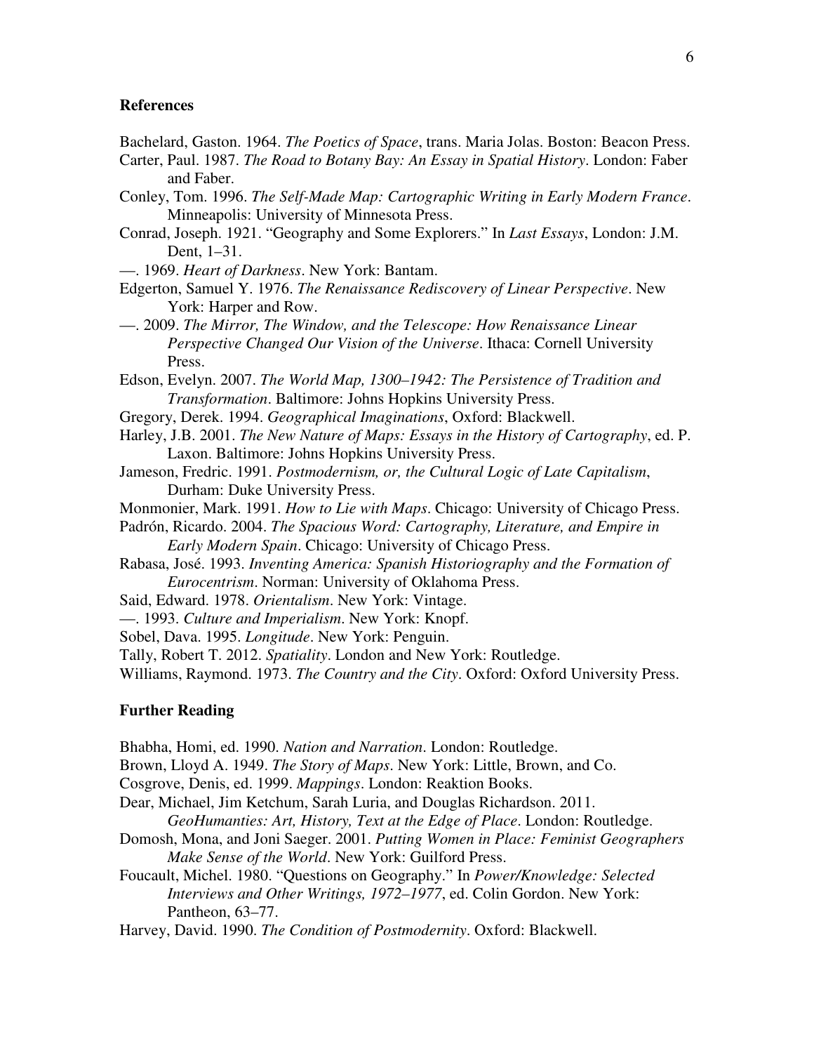## References

Bachelard, Gaston. 1964. *The Poetics of Space*, trans. Maria Jolas. Boston: Beacon Press.

Carter, Paul. 1987. *The Road to Botany Bay: An Essay in Spatial History*. London: Faber and Faber.

Conley, Tom. 1996. *The Self-Made Map: Cartographic Writing in Early Modern France*. Minneapolis: University of Minnesota Press.

Conrad, Joseph. 1921. "Geography and Some Explorers." In *Last Essays*, London: J.M. Dent, 1–31.

—. 1969. *Heart of Darkness*. New York: Bantam.

Edgerton, Samuel Y. 1976. *The Renaissance Rediscovery of Linear Perspective*. New York: Harper and Row.

—. 2009. *The Mirror, The Window, and the Telescope: How Renaissance Linear Perspective Changed Our Vision of the Universe*. Ithaca: Cornell University Press.

Edson, Evelyn. 2007. *The World Map, 1300–1942: The Persistence of Tradition and Transformation*. Baltimore: Johns Hopkins University Press.

Gregory, Derek. 1994. *Geographical Imaginations*, Oxford: Blackwell.

Harley, J.B. 2001. *The New Nature of Maps: Essays in the History of Cartography*, ed. P. Laxon. Baltimore: Johns Hopkins University Press.

Jameson, Fredric. 1991. *Postmodernism, or, the Cultural Logic of Late Capitalism*, Durham: Duke University Press.

Monmonier, Mark. 1991. *How to Lie with Maps*. Chicago: University of Chicago Press.

Padrón, Ricardo. 2004. *The Spacious Word: Cartography, Literature, and Empire in Early Modern Spain*. Chicago: University of Chicago Press.

Rabasa, José. 1993. *Inventing America: Spanish Historiography and the Formation of Eurocentrism*. Norman: University of Oklahoma Press.

Said, Edward. 1978. *Orientalism*. New York: Vintage.

—. 1993. *Culture and Imperialism*. New York: Knopf.

Sobel, Dava. 1995. *Longitude*. New York: Penguin.

Tally, Robert T. 2012. *Spatiality*. London and New York: Routledge.

Williams, Raymond. 1973. *The Country and the City*. Oxford: Oxford University Press.

## Further Reading

Bhabha, Homi, ed. 1990. *Nation and Narration*. London: Routledge.

Brown, Lloyd A. 1949. *The Story of Maps*. New York: Little, Brown, and Co.

Cosgrove, Denis, ed. 1999. *Mappings*. London: Reaktion Books.

Dear, Michael, Jim Ketchum, Sarah Luria, and Douglas Richardson. 2011. *GeoHumanties: Art, History, Text at the Edge of Place*. London: Routledge.

Domosh, Mona, and Joni Saeger. 2001. *Putting Women in Place: Feminist Geographers Make Sense of the World*. New York: Guilford Press.

Foucault, Michel. 1980. "Questions on Geography." In *Power/Knowledge: Selected Interviews and Other Writings, 1972–1977*, ed. Colin Gordon. New York: Pantheon, 63–77.

Harvey, David. 1990. *The Condition of Postmodernity*. Oxford: Blackwell.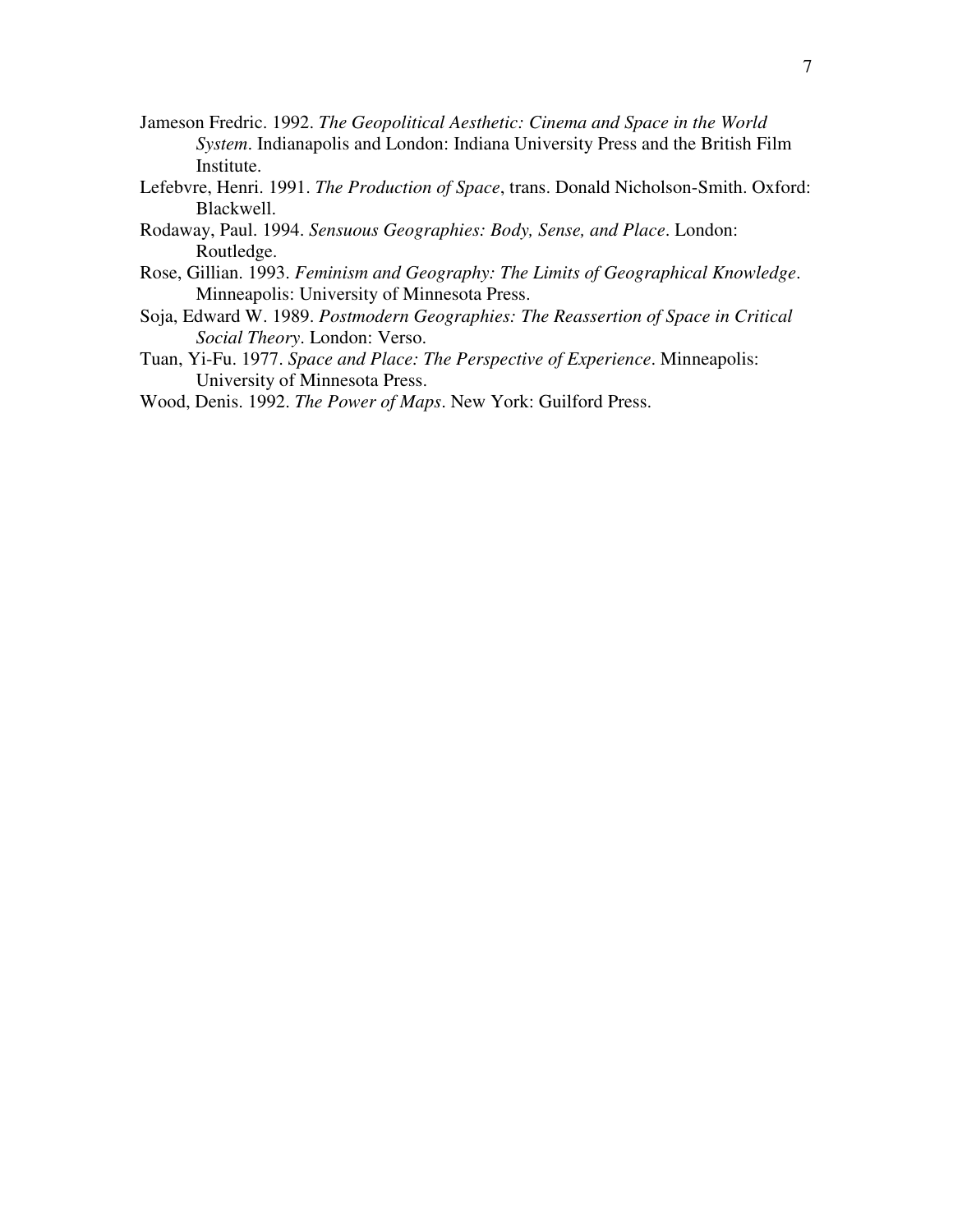Jameson Fredric. 1992. *The Geopolitical Aesthetic: Cinema and Space in the World System*. Indianapolis and London: Indiana University Press and the British Film Institute.

Lefebvre, Henri. 1991. *The Production of Space*, trans. Donald Nicholson-Smith. Oxford: Blackwell.

Rodaway, Paul. 1994. *Sensuous Geographies: Body, Sense, and Place*. London: Routledge.

Rose, Gillian. 1993. *Feminism and Geography: The Limits of Geographical Knowledge*. Minneapolis: University of Minnesota Press.

Soja, Edward W. 1989. *Postmodern Geographies: The Reassertion of Space in Critical Social Theory*. London: Verso.

Tuan, Yi-Fu. 1977. *Space and Place: The Perspective of Experience*. Minneapolis: University of Minnesota Press.

Wood, Denis. 1992. *The Power of Maps*. New York: Guilford Press.